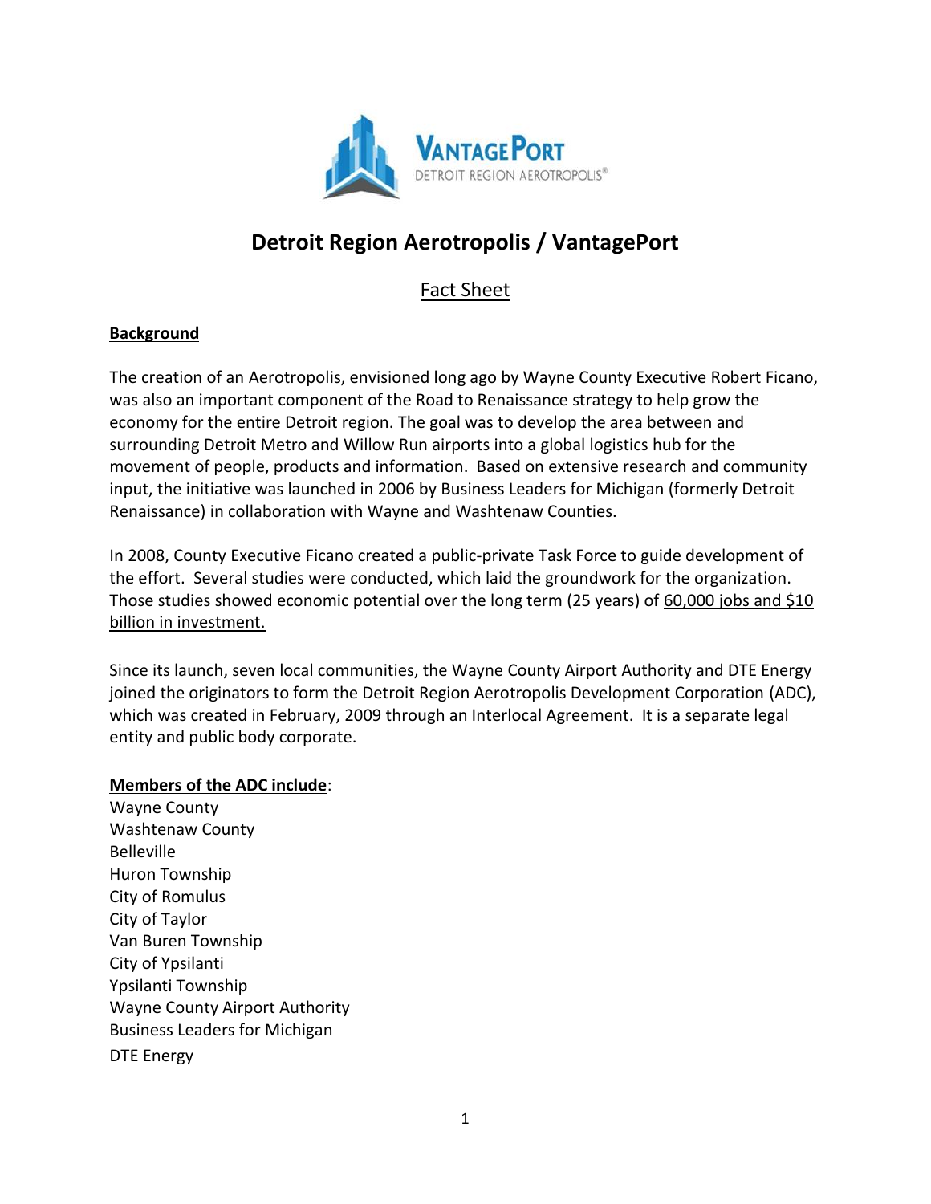# Detroit Region Aerotropolis / VantagePort

## Fact Sheet

**Background**

The creation of an Aerotropolis, envisioned long ago by Wayne County Executive Robert Ficano, was also an important component of the Road to Renaissance strategy to help grow the economy for the entire Detroit region. The goal was to develop the area between and surrounding Detroit Metro and Willow Run airports into a global logistics hub for the movement of people, products and information. Based on extensive research and community input, the initiative was launched in 2006 by Business Leaders for Michigan (formerly Detroit Renaissance) in collaboration with Wayne and Washtenaw Counties.

In 2008, County Executive Ficano created a public-private Task Force to guide development of the effort. Several studies were conducted, which laid the groundwork for the organization. Those studies showed economic potential over the long term (25 years) of 60,000 jobs and $10 billion in investment.

Since its launch, seven local communities, the Wayne County Airport Authority and DTE Energy joined the originators to form the Detroit Region Aerotropolis Development Corporation (ADC), which was created in February, 2009 through an Interlocal Agreement. It is a separate legal entity and public body corporate.

**Members of the ADC include**:

Wayne County
Washtenaw County
Belleville
Huron Township
City of Romulus
City of Taylor
Van Buren Township
City of Ypsilanti
Ypsilanti Township
Wayne County Airport Authority
Business Leaders for Michigan
DTE Energy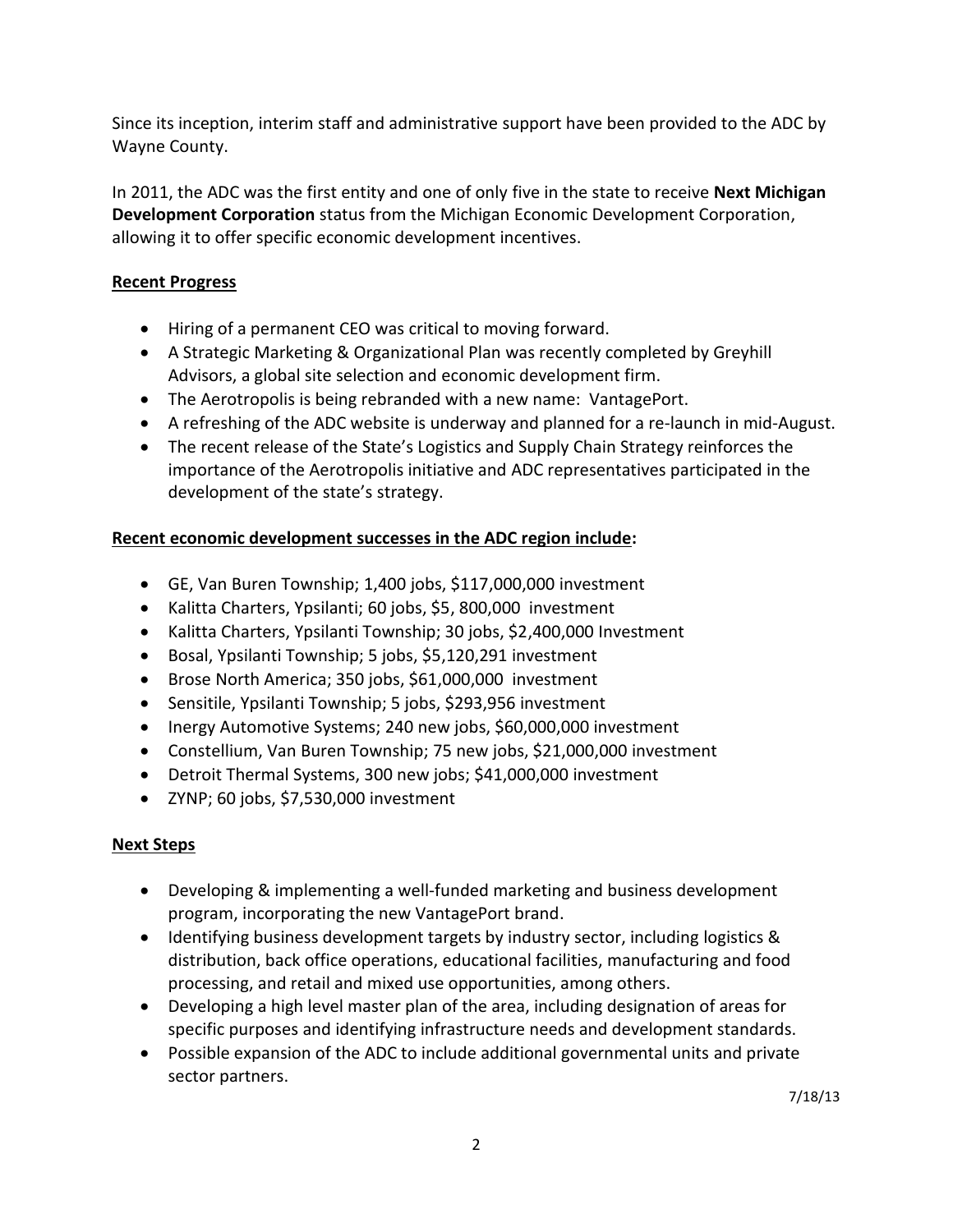Since its inception, interim staff and administrative support have been provided to the ADC by Wayne County.

In 2011, the ADC was the first entity and one of only five in the state to receive **Next Michigan Development Corporation** status from the Michigan Economic Development Corporation, allowing it to offer specific economic development incentives.

**Recent Progress**

- Hiring of a permanent CEO was critical to moving forward.
- A Strategic Marketing & Organizational Plan was recently completed by Greyhill Advisors, a global site selection and economic development firm.
- The Aerotropolis is being rebranded with a new name: VantagePort.
- A refreshing of the ADC website is underway and planned for a re-launch in mid-August.
- The recent release of the State's Logistics and Supply Chain Strategy reinforces the importance of the Aerotropolis initiative and ADC representatives participated in the development of the state's strategy.

**Recent economic development successes in the ADC region include:**

- GE, Van Buren Township; 1,400 jobs, $117,000,000 investment
- Kalitta Charters, Ypsilanti; 60 jobs, $5, 800,000 investment
- Kalitta Charters, Ypsilanti Township; 30 jobs, $2,400,000 Investment
- Bosal, Ypsilanti Township; 5 jobs, $5,120,291 investment
- Brose North America; 350 jobs, $61,000,000 investment
- Sensitile, Ypsilanti Township; 5 jobs, $293,956 investment
- Inergy Automotive Systems; 240 new jobs, $60,000,000 investment
- Constellium, Van Buren Township; 75 new jobs, $21,000,000 investment
- Detroit Thermal Systems, 300 new jobs; $41,000,000 investment
- ZYNP; 60 jobs, $7,530,000 investment

**Next Steps**

- Developing & implementing a well-funded marketing and business development program, incorporating the new VantagePort brand.
- Identifying business development targets by industry sector, including logistics & distribution, back office operations, educational facilities, manufacturing and food processing, and retail and mixed use opportunities, among others.
- Developing a high level master plan of the area, including designation of areas for specific purposes and identifying infrastructure needs and development standards.
- Possible expansion of the ADC to include additional governmental units and private sector partners.

7/18/13